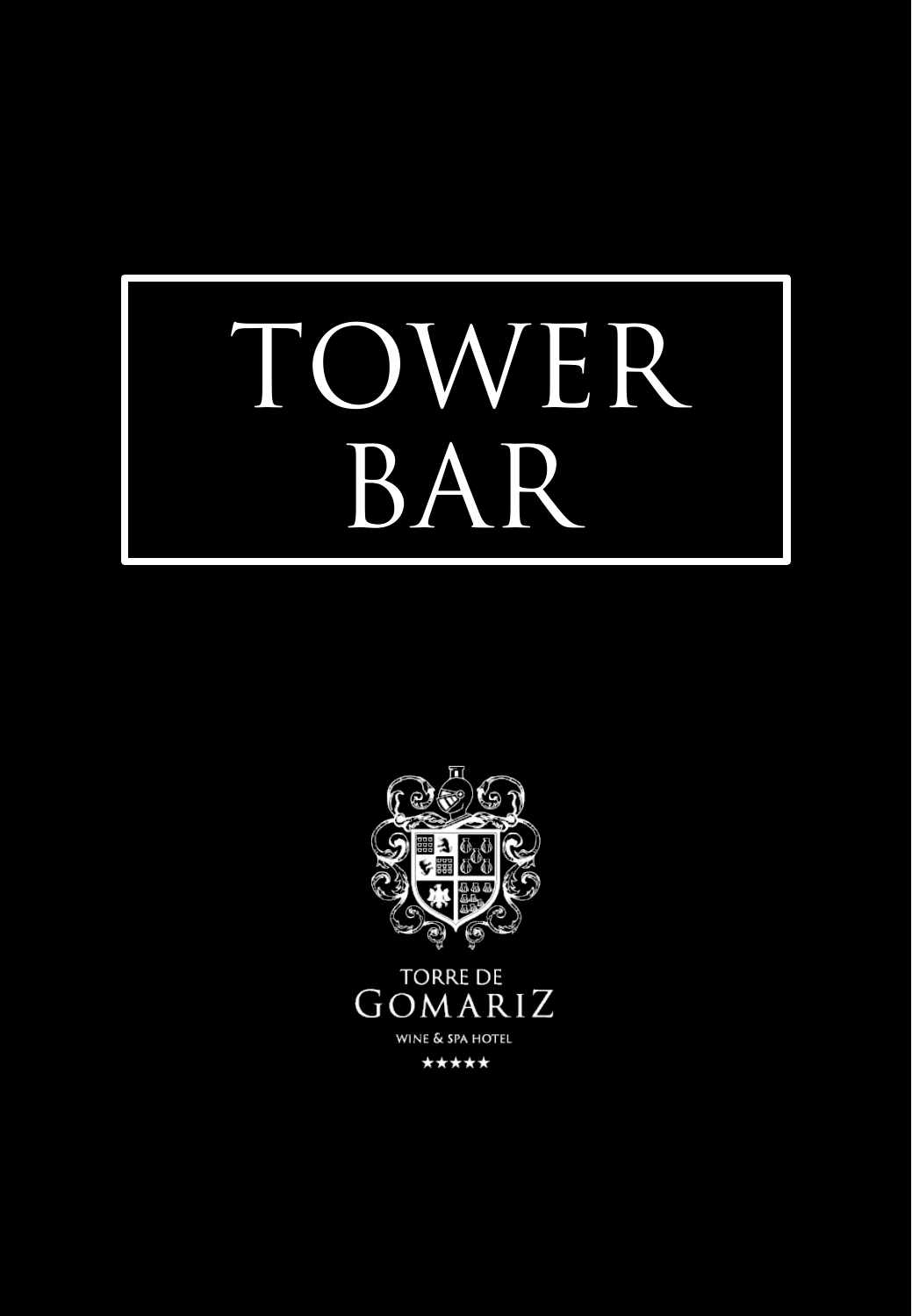# TOWER BAR

TORRE DE

GOMARIZ

WINE & SPA HOTEL

★★★★★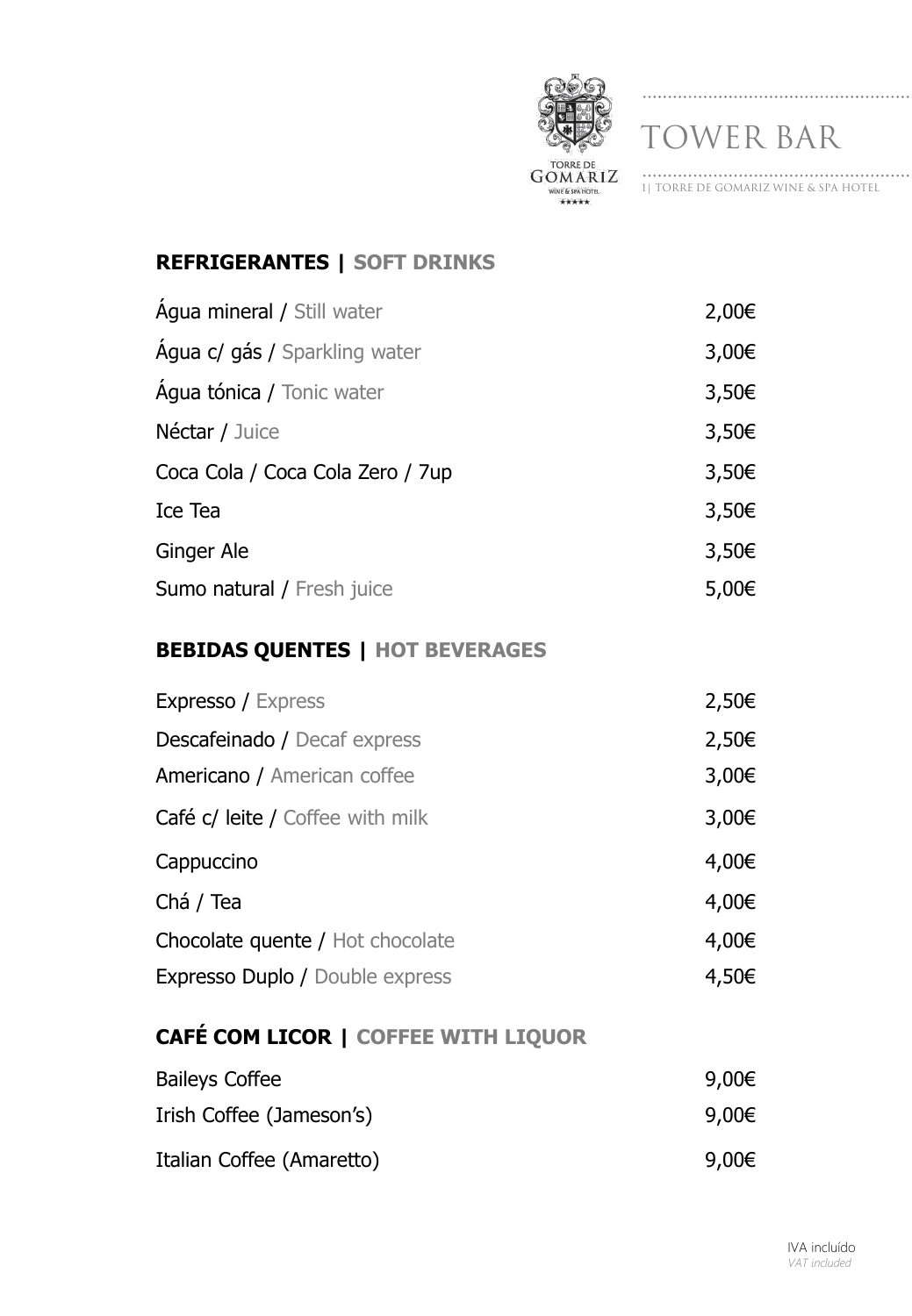# TOWER BAR

1| TORRE DE GOMARIZ WINE & SPA HOTEL

## REFRIGERANTES | SOFT DRINKS

| | |
|---|---|
| Água mineral / Still water | 2,00€ |
| Água c/ gás / Sparkling water | 3,00€ |
| Água tónica / Tonic water | 3,50€ |
| Néctar / Juice | 3,50€ |
| Coca Cola / Coca Cola Zero / 7up | 3,50€ |
| Ice Tea | 3,50€ |
| Ginger Ale | 3,50€ |
| Sumo natural / Fresh juice | 5,00€ |

## BEBIDAS QUENTES | HOT BEVERAGES

| | |
|---|---|
| Expresso / Express | 2,50€ |
| Descafeinado / Decaf express | 2,50€ |
| Americano / American coffee | 3,00€ |
| Café c/ leite / Coffee with milk | 3,00€ |
| Cappuccino | 4,00€ |
| Chá / Tea | 4,00€ |
| Chocolate quente / Hot chocolate | 4,00€ |
| Expresso Duplo / Double express | 4,50€ |

## CAFÉ COM LICOR | COFFEE WITH LIQUOR

| | |
|---|---|
| Baileys Coffee | 9,00€ |
| Irish Coffee (Jameson's) | 9,00€ |
| Italian Coffee (Amaretto) | 9,00€ |

IVA incluído
*VAT included*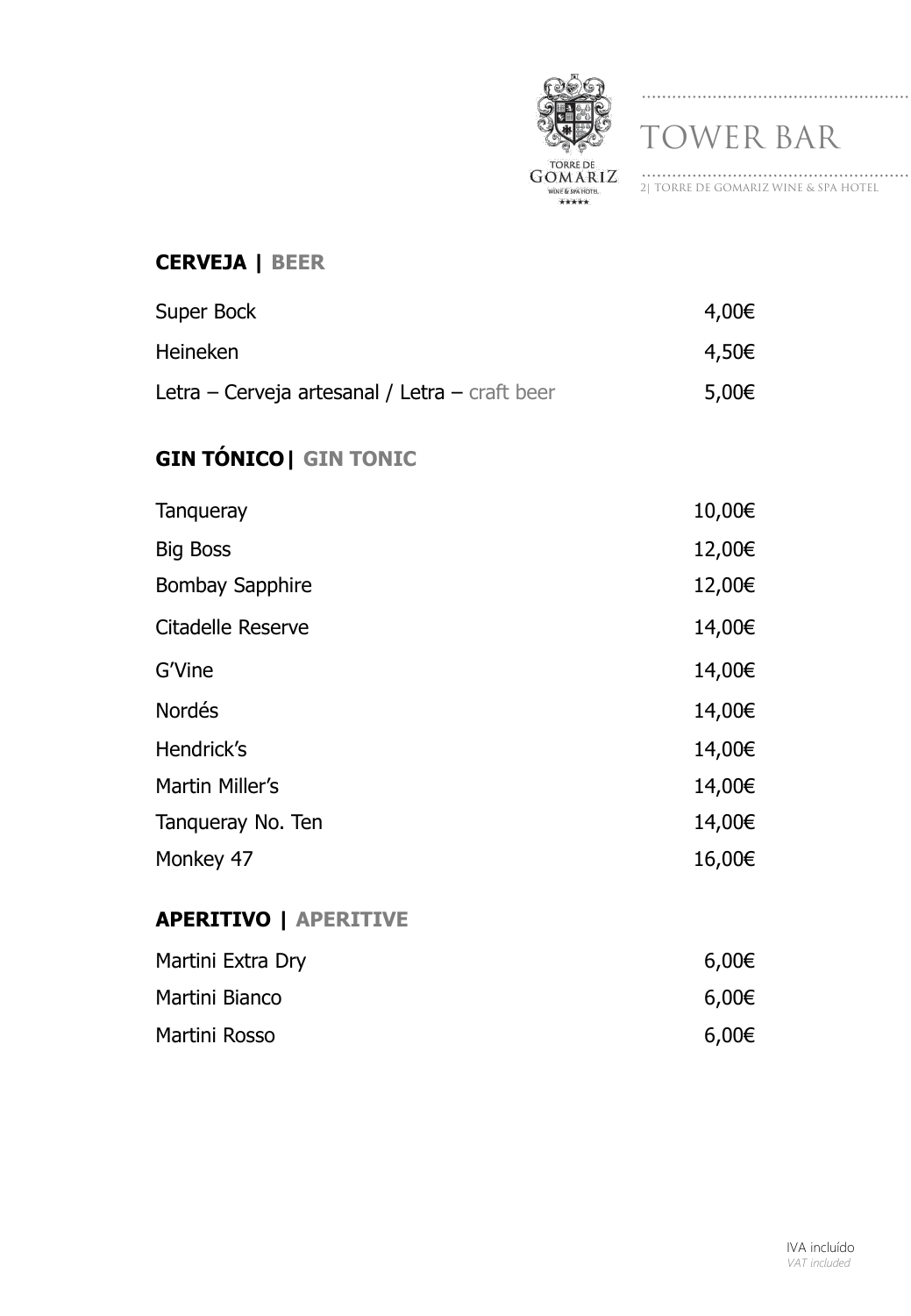# TOWER BAR

## CERVEJA | BEER

| | |
|---|---|
| Super Bock | 4,00€ |
| Heineken | 4,50€ |
| Letra – Cerveja artesanal / Letra – craft beer | 5,00€ |

## GIN TÓNICO| GIN TONIC

| | |
|---|---|
| Tanqueray | 10,00€ |
| Big Boss | 12,00€ |
| Bombay Sapphire | 12,00€ |
| Citadelle Reserve | 14,00€ |
| G'Vine | 14,00€ |
| Nordés | 14,00€ |
| Hendrick's | 14,00€ |
| Martin Miller's | 14,00€ |
| Tanqueray No. Ten | 14,00€ |
| Monkey 47 | 16,00€ |

## APERITIVO | APERITIVE

| | |
|---|---|
| Martini Extra Dry | 6,00€ |
| Martini Bianco | 6,00€ |
| Martini Rosso | 6,00€ |

IVA incluído
*VAT included*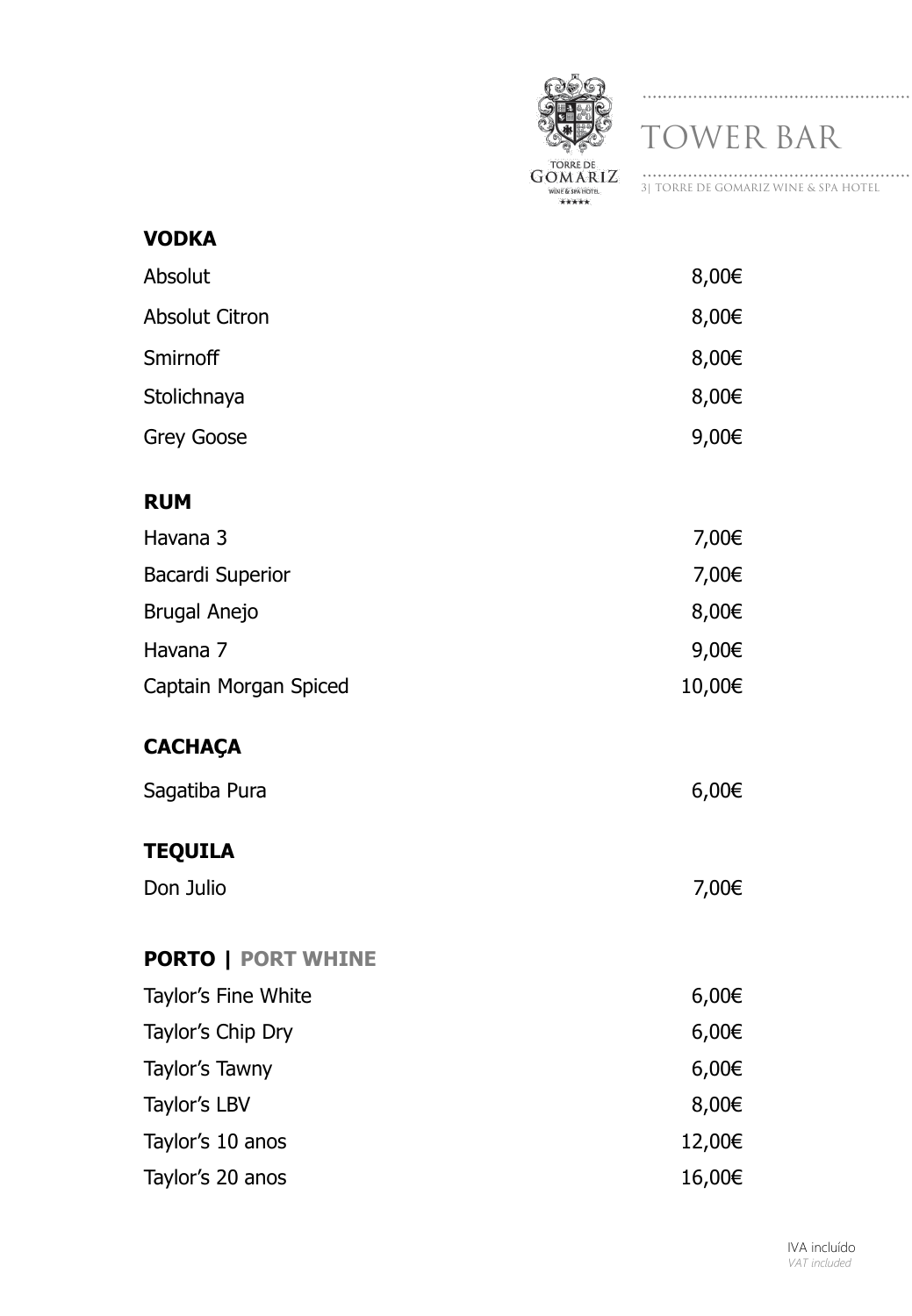# TOWER BAR

3| TORRE DE GOMARIZ WINE & SPA HOTEL

**VODKA**

| | |
|---|---|
| Absolut | 8,00€ |
| Absolut Citron | 8,00€ |
| Smirnoff | 8,00€ |
| Stolichnaya | 8,00€ |
| Grey Goose | 9,00€ |

**RUM**

| | |
|---|---|
| Havana 3 | 7,00€ |
| Bacardi Superior | 7,00€ |
| Brugal Anejo | 8,00€ |
| Havana 7 | 9,00€ |
| Captain Morgan Spiced | 10,00€ |

**CACHAÇA**

| | |
|---|---|
| Sagatiba Pura | 6,00€ |

**TEQUILA**

| | |
|---|---|
| Don Julio | 7,00€ |

**PORTO | PORT WHINE**

| | |
|---|---|
| Taylor's Fine White | 6,00€ |
| Taylor's Chip Dry | 6,00€ |
| Taylor's Tawny | 6,00€ |
| Taylor's LBV | 8,00€ |
| Taylor's 10 anos | 12,00€ |
| Taylor's 20 anos | 16,00€ |

IVA incluído
*VAT included*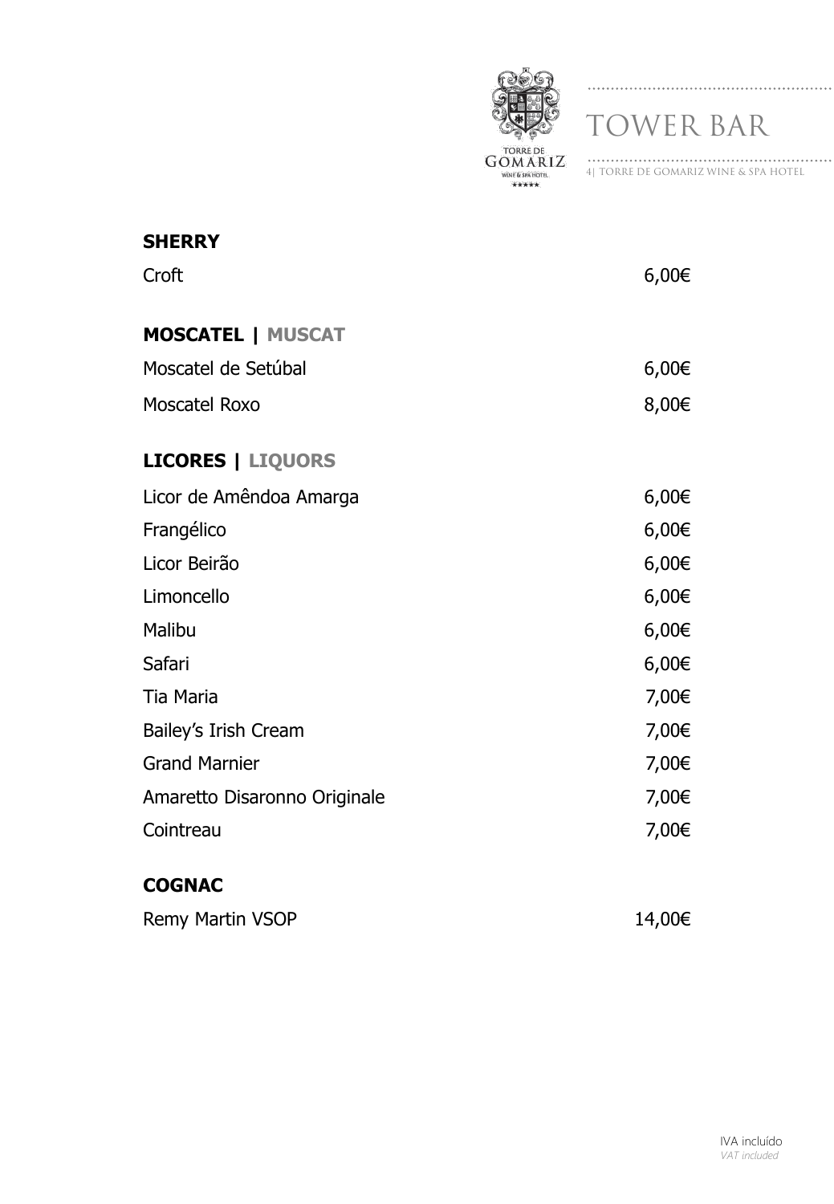# TOWER BAR

4| TORRE DE GOMARIZ WINE & SPA HOTEL

## SHERRY

| | |
|---|---|
| Croft | 6,00€ |

## MOSCATEL | MUSCAT

| | |
|---|---|
| Moscatel de Setúbal | 6,00€ |
| Moscatel Roxo | 8,00€ |

## LICORES | LIQUORS

| | |
|---|---|
| Licor de Amêndoa Amarga | 6,00€ |
| Frangélico | 6,00€ |
| Licor Beirão | 6,00€ |
| Limoncello | 6,00€ |
| Malibu | 6,00€ |
| Safari | 6,00€ |
| Tia Maria | 7,00€ |
| Bailey's Irish Cream | 7,00€ |
| Grand Marnier | 7,00€ |
| Amaretto Disaronno Originale | 7,00€ |
| Cointreau | 7,00€ |

## COGNAC

| | |
|---|---|
| Remy Martin VSOP | 14,00€ |

IVA incluído
*VAT included*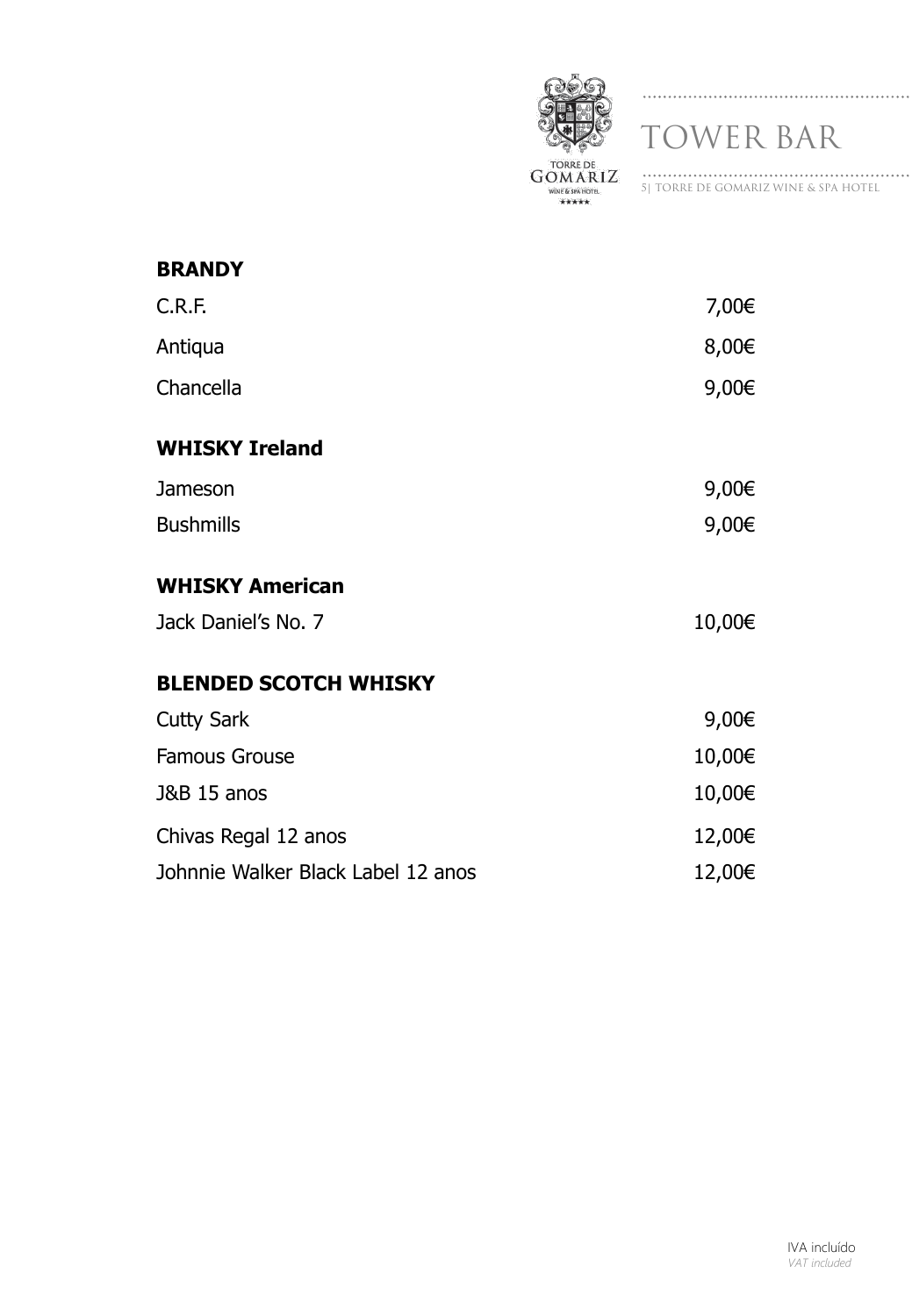# TOWER BAR

## BRANDY

| | |
|---|---|
| C.R.F. | 7,00€ |
| Antiqua | 8,00€ |
| Chancella | 9,00€ |

## WHISKY Ireland

| | |
|---|---|
| Jameson | 9,00€ |
| Bushmills | 9,00€ |

## WHISKY American

| | |
|---|---|
| Jack Daniel's No. 7 | 10,00€ |

## BLENDED SCOTCH WHISKY

| | |
|---|---|
| Cutty Sark | 9,00€ |
| Famous Grouse | 10,00€ |
| J&B 15 anos | 10,00€ |
| Chivas Regal 12 anos | 12,00€ |
| Johnnie Walker Black Label 12 anos | 12,00€ |

IVA incluído
*VAT included*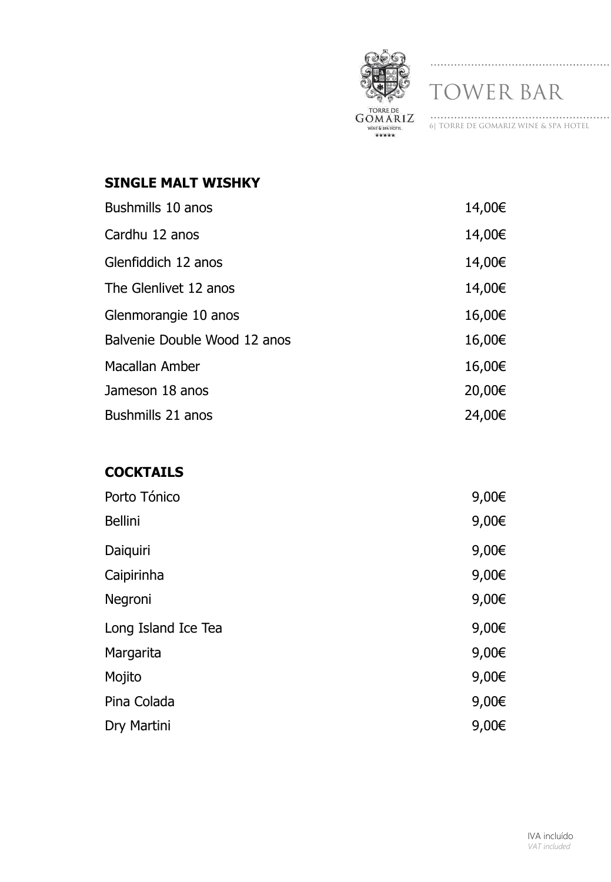# TOWER BAR

## SINGLE MALT WISHKY

| | |
|---|---|
| Bushmills 10 anos | 14,00€ |
| Cardhu 12 anos | 14,00€ |
| Glenfiddich 12 anos | 14,00€ |
| The Glenlivet 12 anos | 14,00€ |
| Glenmorangie 10 anos | 16,00€ |
| Balvenie Double Wood 12 anos | 16,00€ |
| Macallan Amber | 16,00€ |
| Jameson 18 anos | 20,00€ |
| Bushmills 21 anos | 24,00€ |

## COCKTAILS

| | |
|---|---|
| Porto Tónico | 9,00€ |
| Bellini | 9,00€ |
| Daiquiri | 9,00€ |
| Caipirinha | 9,00€ |
| Negroni | 9,00€ |
| Long Island Ice Tea | 9,00€ |
| Margarita | 9,00€ |
| Mojito | 9,00€ |
| Pina Colada | 9,00€ |
| Dry Martini | 9,00€ |

IVA incluído
*VAT included*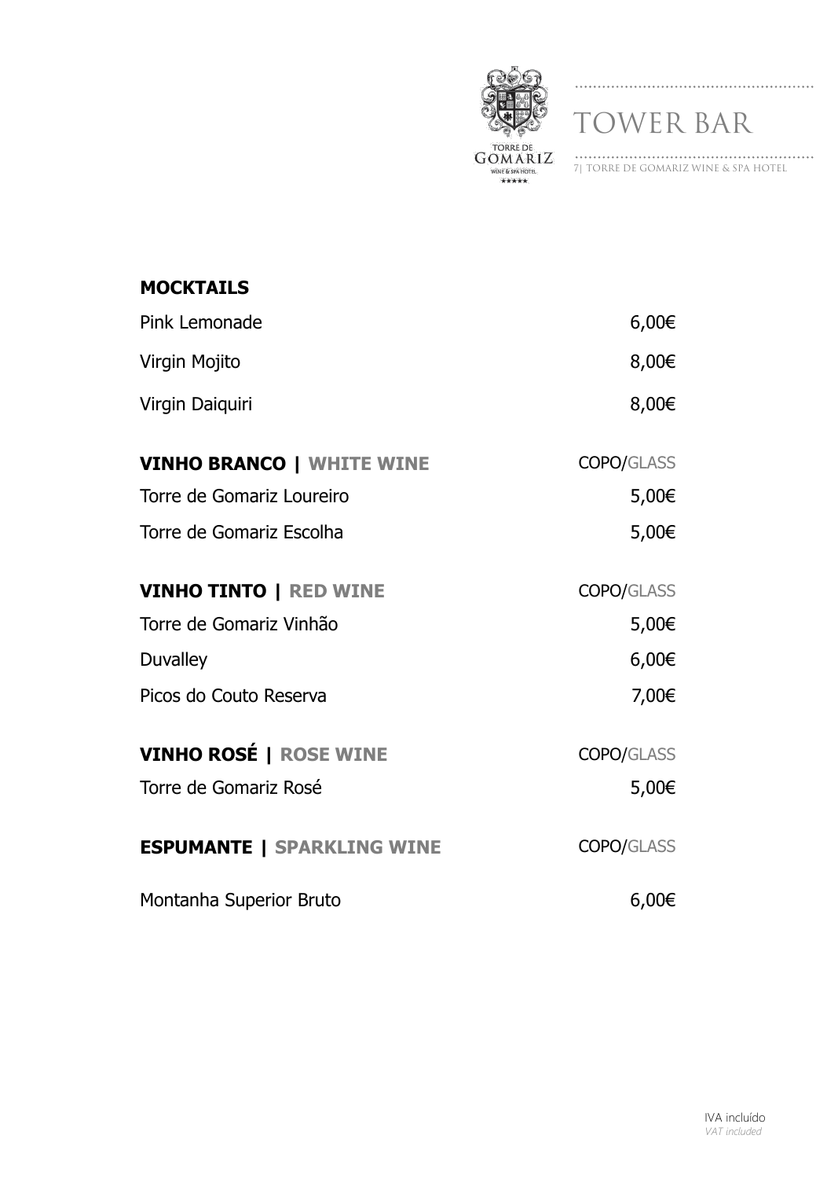# TOWER BAR

7| TORRE DE GOMARIZ WINE & SPA HOTEL

## MOCKTAILS

| | |
|---|---|
| Pink Lemonade | 6,00€ |
| Virgin Mojito | 8,00€ |
| Virgin Daiquiri | 8,00€ |

## VINHO BRANCO | WHITE WINE

| | COPO/GLASS |
|---|---|
| Torre de Gomariz Loureiro | 5,00€ |
| Torre de Gomariz Escolha | 5,00€ |

## VINHO TINTO | RED WINE

| | COPO/GLASS |
|---|---|
| Torre de Gomariz Vinhão | 5,00€ |
| Duvalley | 6,00€ |
| Picos do Couto Reserva | 7,00€ |

## VINHO ROSÉ | ROSE WINE

| | COPO/GLASS |
|---|---|
| Torre de Gomariz Rosé | 5,00€ |

## ESPUMANTE | SPARKLING WINE

| | COPO/GLASS |
|---|---|
| Montanha Superior Bruto | 6,00€ |

IVA incluído
*VAT included*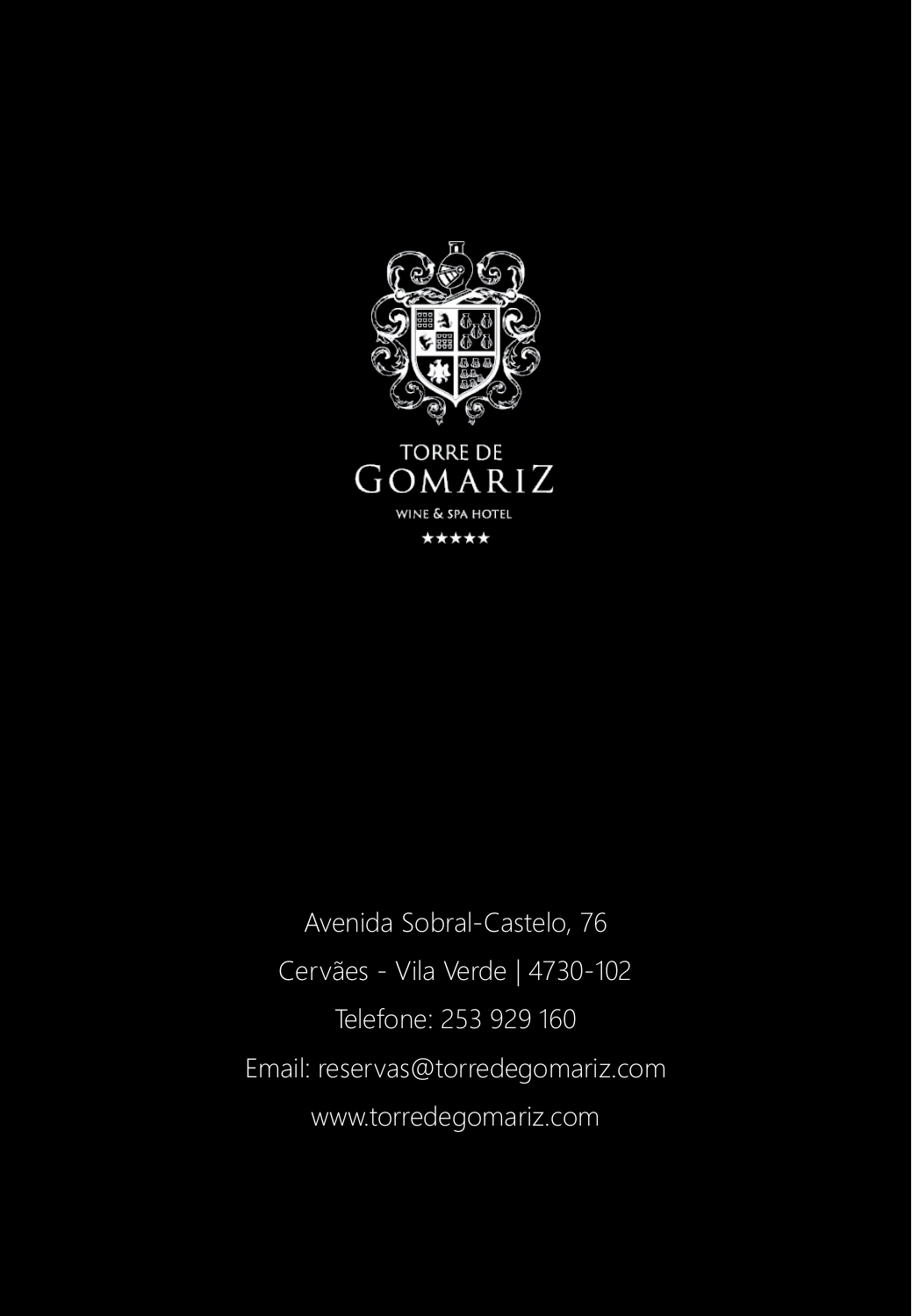TORRE DE
GOMARIZ
WINE & SPA HOTEL
★★★★★

Avenida Sobral-Castelo, 76

Cervães - Vila Verde | 4730-102

Telefone: 253 929 160

Email: reservas@torredegomariz.com

www.torredegomariz.com